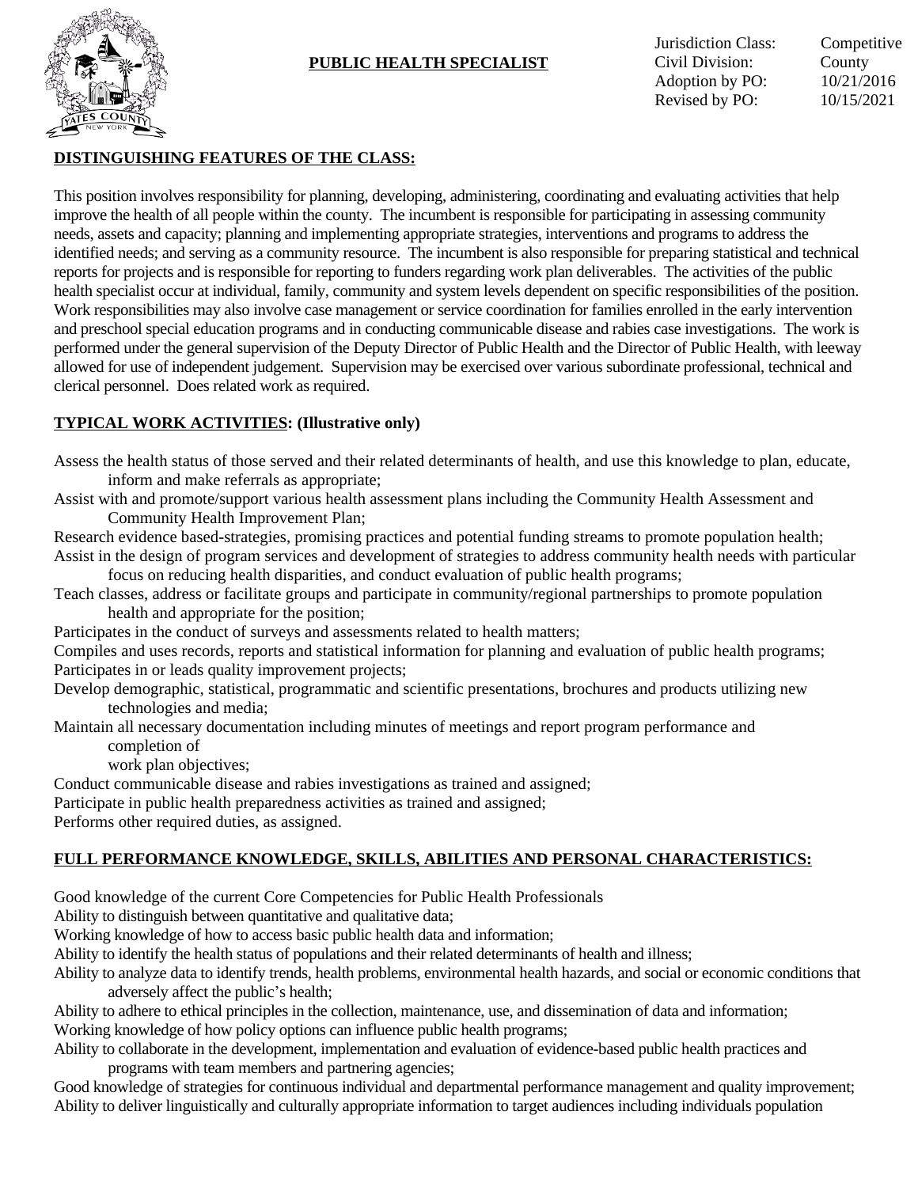# PUBLIC HEALTH SPECIALIST

Jurisdiction Class: Competitive
Civil Division: County
Adoption by PO: 10/21/2016
Revised by PO: 10/15/2021

## DISTINGUISHING FEATURES OF THE CLASS:

This position involves responsibility for planning, developing, administering, coordinating and evaluating activities that help improve the health of all people within the county. The incumbent is responsible for participating in assessing community needs, assets and capacity; planning and implementing appropriate strategies, interventions and programs to address the identified needs; and serving as a community resource. The incumbent is also responsible for preparing statistical and technical reports for projects and is responsible for reporting to funders regarding work plan deliverables. The activities of the public health specialist occur at individual, family, community and system levels dependent on specific responsibilities of the position. Work responsibilities may also involve case management or service coordination for families enrolled in the early intervention and preschool special education programs and in conducting communicable disease and rabies case investigations. The work is performed under the general supervision of the Deputy Director of Public Health and the Director of Public Health, with leeway allowed for use of independent judgement. Supervision may be exercised over various subordinate professional, technical and clerical personnel. Does related work as required.

## TYPICAL WORK ACTIVITIES: (Illustrative only)

Assess the health status of those served and their related determinants of health, and use this knowledge to plan, educate, inform and make referrals as appropriate;
Assist with and promote/support various health assessment plans including the Community Health Assessment and Community Health Improvement Plan;
Research evidence based-strategies, promising practices and potential funding streams to promote population health;
Assist in the design of program services and development of strategies to address community health needs with particular focus on reducing health disparities, and conduct evaluation of public health programs;
Teach classes, address or facilitate groups and participate in community/regional partnerships to promote population health and appropriate for the position;
Participates in the conduct of surveys and assessments related to health matters;
Compiles and uses records, reports and statistical information for planning and evaluation of public health programs;
Participates in or leads quality improvement projects;
Develop demographic, statistical, programmatic and scientific presentations, brochures and products utilizing new technologies and media;
Maintain all necessary documentation including minutes of meetings and report program performance and completion of work plan objectives;
Conduct communicable disease and rabies investigations as trained and assigned;
Participate in public health preparedness activities as trained and assigned;
Performs other required duties, as assigned.

## FULL PERFORMANCE KNOWLEDGE, SKILLS, ABILITIES AND PERSONAL CHARACTERISTICS:

Good knowledge of the current Core Competencies for Public Health Professionals
Ability to distinguish between quantitative and qualitative data;
Working knowledge of how to access basic public health data and information;
Ability to identify the health status of populations and their related determinants of health and illness;
Ability to analyze data to identify trends, health problems, environmental health hazards, and social or economic conditions that adversely affect the public's health;
Ability to adhere to ethical principles in the collection, maintenance, use, and dissemination of data and information;
Working knowledge of how policy options can influence public health programs;
Ability to collaborate in the development, implementation and evaluation of evidence-based public health practices and programs with team members and partnering agencies;
Good knowledge of strategies for continuous individual and departmental performance management and quality improvement;
Ability to deliver linguistically and culturally appropriate information to target audiences including individuals population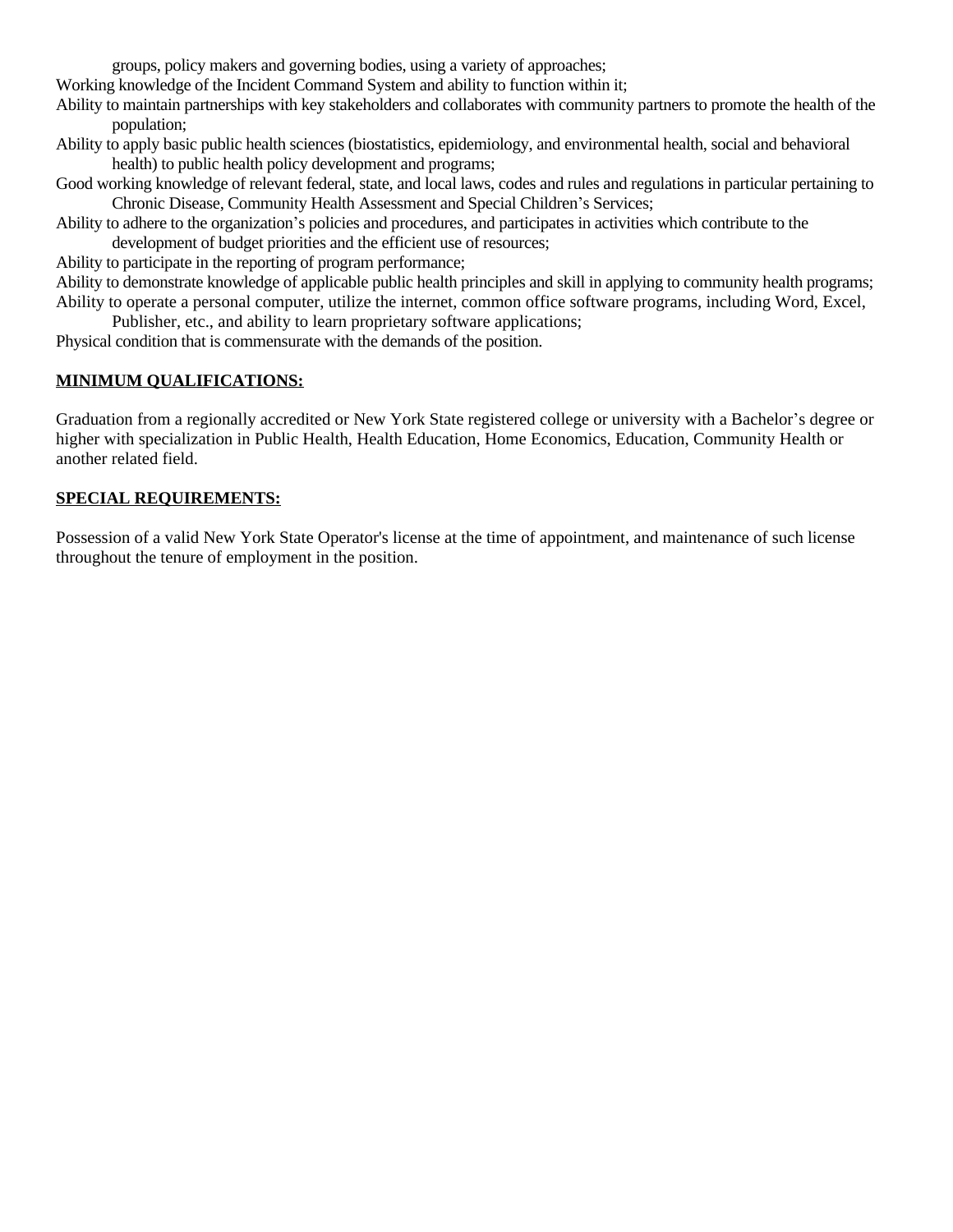groups, policy makers and governing bodies, using a variety of approaches;
Working knowledge of the Incident Command System and ability to function within it;
Ability to maintain partnerships with key stakeholders and collaborates with community partners to promote the health of the population;
Ability to apply basic public health sciences (biostatistics, epidemiology, and environmental health, social and behavioral health) to public health policy development and programs;
Good working knowledge of relevant federal, state, and local laws, codes and rules and regulations in particular pertaining to Chronic Disease, Community Health Assessment and Special Children's Services;
Ability to adhere to the organization's policies and procedures, and participates in activities which contribute to the development of budget priorities and the efficient use of resources;
Ability to participate in the reporting of program performance;
Ability to demonstrate knowledge of applicable public health principles and skill in applying to community health programs;
Ability to operate a personal computer, utilize the internet, common office software programs, including Word, Excel, Publisher, etc., and ability to learn proprietary software applications;
Physical condition that is commensurate with the demands of the position.

**MINIMUM QUALIFICATIONS:**

Graduation from a regionally accredited or New York State registered college or university with a Bachelor's degree or higher with specialization in Public Health, Health Education, Home Economics, Education, Community Health or another related field.

**SPECIAL REQUIREMENTS:**

Possession of a valid New York State Operator's license at the time of appointment, and maintenance of such license throughout the tenure of employment in the position.